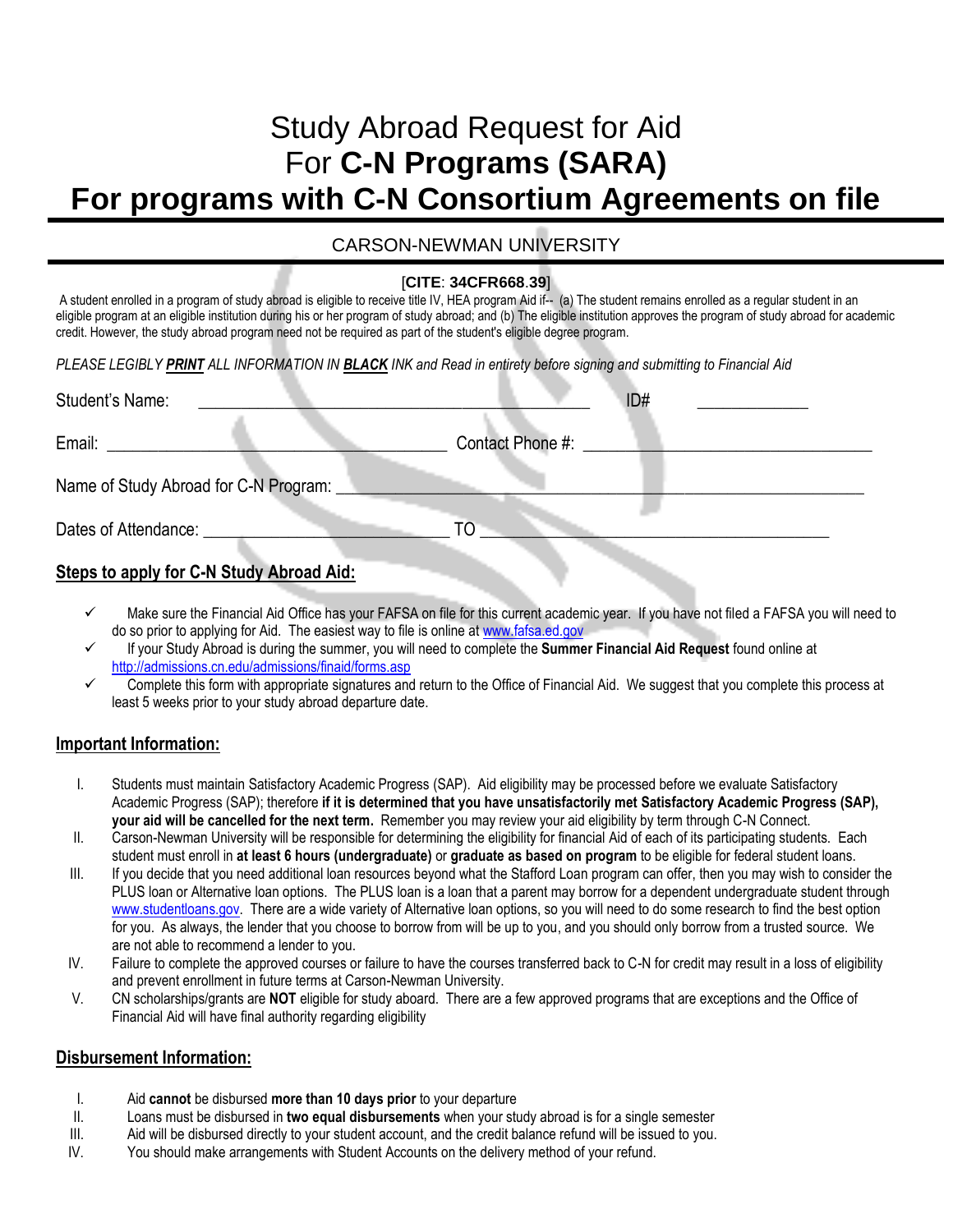# Study Abroad Request for Aid
# For **C-N Programs (SARA)**
# **For programs with C-N Consortium Agreements on file**

CARSON-NEWMAN UNIVERSITY

[**CITE**: **34CFR668**.**39**]

A student enrolled in a program of study abroad is eligible to receive title IV, HEA program Aid if-- (a) The student remains enrolled as a regular student in an eligible program at an eligible institution during his or her program of study abroad; and (b) The eligible institution approves the program of study abroad for academic credit. However, the study abroad program need not be required as part of the student's eligible degree program.

*PLEASE LEGIBLY **PRINT** ALL INFORMATION IN **BLACK** INK and Read in entirety before signing and submitting to Financial Aid*

Student's Name: ______________________________________________ ID# _____________

Email: ________________________________________ Contact Phone #: __________________________________

Name of Study Abroad for C-N Program: _______________________________________________________________

Dates of Attendance: _____________________________ TO _________________________________________

## Steps to apply for C-N Study Abroad Aid:

- ✓ Make sure the Financial Aid Office has your FAFSA on file for this current academic year. If you have not filed a FAFSA you will need to do so prior to applying for Aid. The easiest way to file is online at www.fafsa.ed.gov
- ✓ If your Study Abroad is during the summer, you will need to complete the **Summer Financial Aid Request** found online at http://admissions.cn.edu/admissions/finaid/forms.asp
- ✓ Complete this form with appropriate signatures and return to the Office of Financial Aid. We suggest that you complete this process at least 5 weeks prior to your study abroad departure date.

## Important Information:

I. Students must maintain Satisfactory Academic Progress (SAP). Aid eligibility may be processed before we evaluate Satisfactory Academic Progress (SAP); therefore **if it is determined that you have unsatisfactorily met Satisfactory Academic Progress (SAP), your aid will be cancelled for the next term.** Remember you may review your aid eligibility by term through C-N Connect.

II. Carson-Newman University will be responsible for determining the eligibility for financial Aid of each of its participating students. Each student must enroll in **at least 6 hours (undergraduate)** or **graduate as based on program** to be eligible for federal student loans.

III. If you decide that you need additional loan resources beyond what the Stafford Loan program can offer, then you may wish to consider the PLUS loan or Alternative loan options. The PLUS loan is a loan that a parent may borrow for a dependent undergraduate student through www.studentloans.gov. There are a wide variety of Alternative loan options, so you will need to do some research to find the best option for you. As always, the lender that you choose to borrow from will be up to you, and you should only borrow from a trusted source. We are not able to recommend a lender to you.

IV. Failure to complete the approved courses or failure to have the courses transferred back to C-N for credit may result in a loss of eligibility and prevent enrollment in future terms at Carson-Newman University.

V. CN scholarships/grants are **NOT** eligible for study aboard. There are a few approved programs that are exceptions and the Office of Financial Aid will have final authority regarding eligibility

## Disbursement Information:

I. Aid **cannot** be disbursed **more than 10 days prior** to your departure

II. Loans must be disbursed in **two equal disbursements** when your study abroad is for a single semester

III. Aid will be disbursed directly to your student account, and the credit balance refund will be issued to you.

IV. You should make arrangements with Student Accounts on the delivery method of your refund.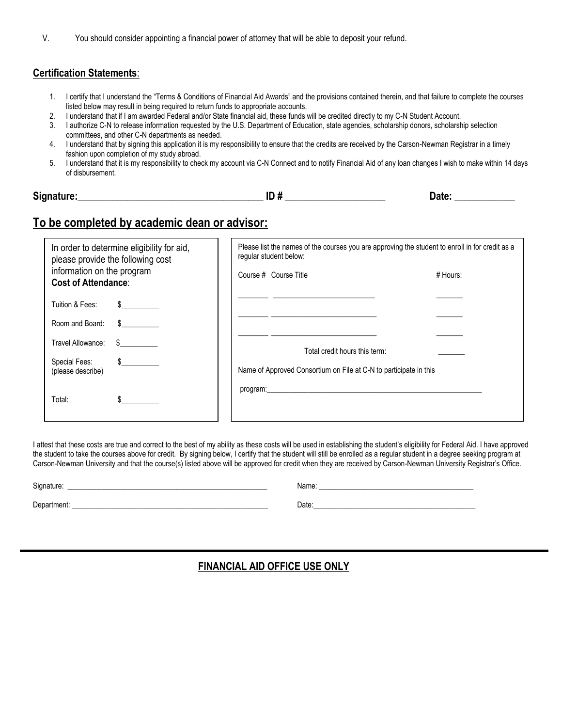V. You should consider appointing a financial power of attorney that will be able to deposit your refund.

**Certification Statements**:

1. I certify that I understand the "Terms & Conditions of Financial Aid Awards" and the provisions contained therein, and that failure to complete the courses listed below may result in being required to return funds to appropriate accounts.
2. I understand that if I am awarded Federal and/or State financial aid, these funds will be credited directly to my C-N Student Account.
3. I authorize C-N to release information requested by the U.S. Department of Education, state agencies, scholarship donors, scholarship selection committees, and other C-N departments as needed.
4. I understand that by signing this application it is my responsibility to ensure that the credits are received by the Carson-Newman Registrar in a timely fashion upon completion of my study abroad.
5. I understand that it is my responsibility to check my account via C-N Connect and to notify Financial Aid of any loan changes I wish to make within 14 days of disbursement.

**Signature:**_______________________________________ **ID #** _____________________ **Date:** _____________

## To be completed by academic dean or advisor:

In order to determine eligibility for aid, please provide the following cost information on the program
**Cost of Attendance**:

Tuition & Fees: $__________

Room and Board: $__________

Travel Allowance: $__________

Special Fees: (please describe) $__________

Total: $__________

Please list the names of the courses you are approving the student to enroll in for credit as a regular student below:

| Course # | Course Title | # Hours: |
| --- | --- | --- |
| ________ | ___________________________ | _______ |
| ________ | ___________________________ | _______ |
| ________ | ___________________________ | _______ |
| | Total credit hours this term: | _______ |

Name of Approved Consortium on File at C-N to participate in this program:____________________________________________________________

I attest that these costs are true and correct to the best of my ability as these costs will be used in establishing the student's eligibility for Federal Aid. I have approved the student to take the courses above for credit. By signing below, I certify that the student will still be enrolled as a regular student in a degree seeking program at Carson-Newman University and that the course(s) listed above will be approved for credit when they are received by Carson-Newman University Registrar's Office.

Signature: ______________________________________________________ Name: ___________________________________________

Department: ____________________________________________________ Date:____________________________________________

**FINANCIAL AID OFFICE USE ONLY**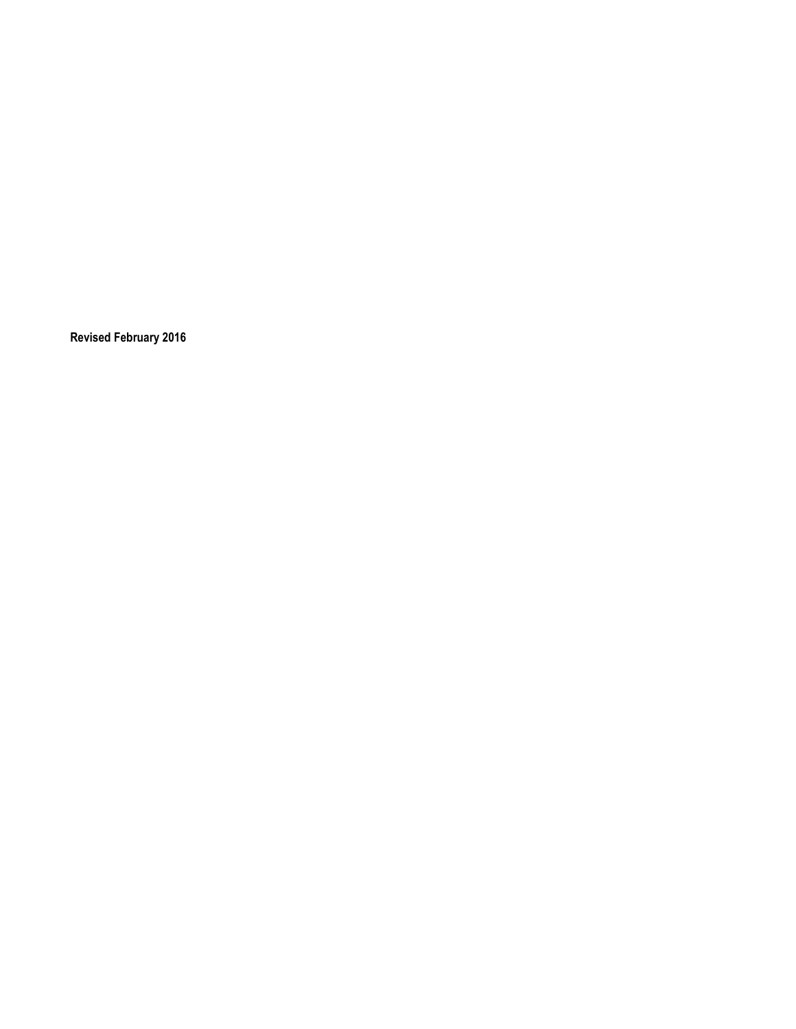**Revised February 2016**